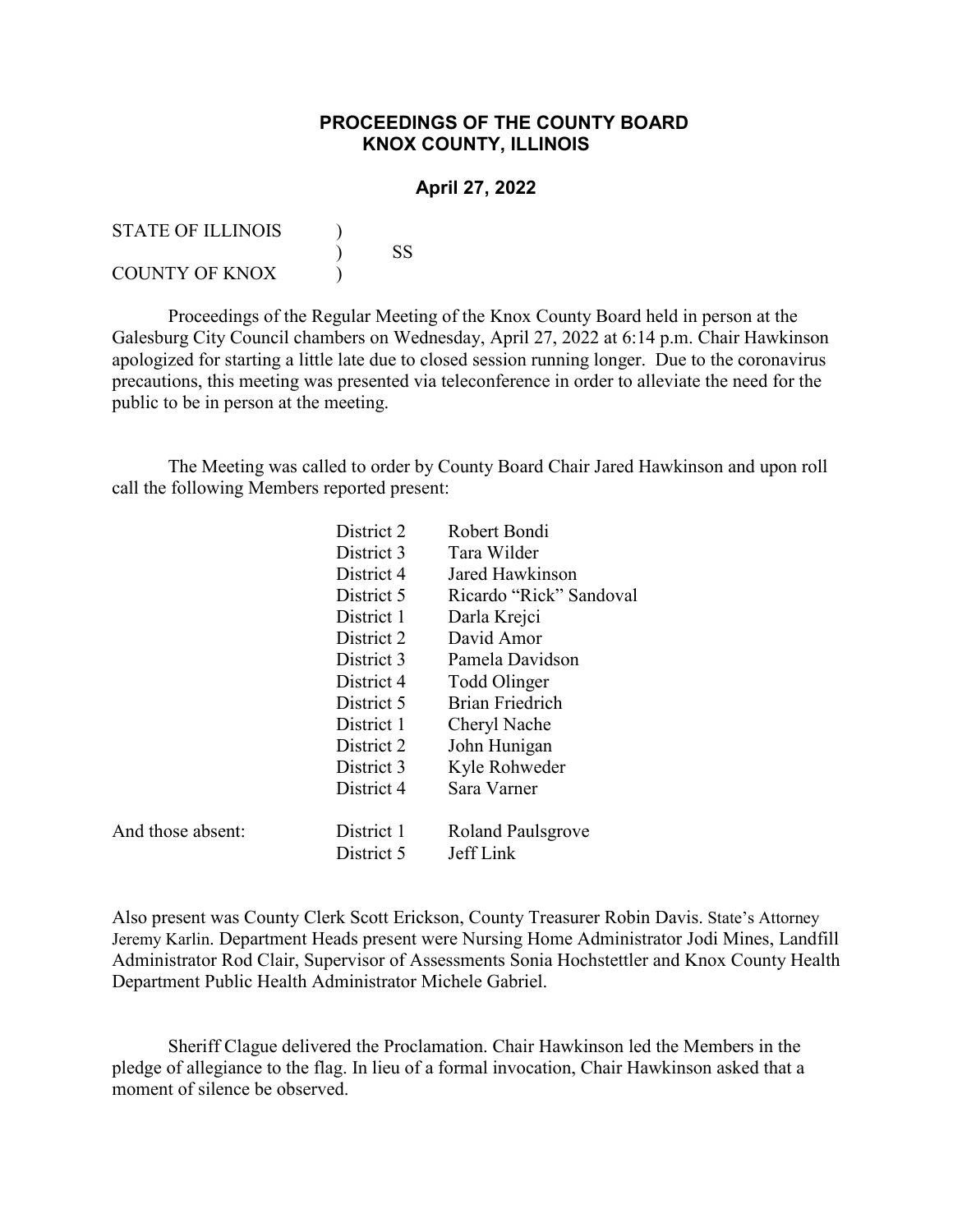# PROCEEDINGS OF THE COUNTY BOARD
# KNOX COUNTY, ILLINOIS

## April 27, 2022

STATE OF ILLINOIS )
) SS
COUNTY OF KNOX )

Proceedings of the Regular Meeting of the Knox County Board held in person at the Galesburg City Council chambers on Wednesday, April 27, 2022 at 6:14 p.m. Chair Hawkinson apologized for starting a little late due to closed session running longer. Due to the coronavirus precautions, this meeting was presented via teleconference in order to alleviate the need for the public to be in person at the meeting.

The Meeting was called to order by County Board Chair Jared Hawkinson and upon roll call the following Members reported present:

| | | |
|---|---|---|
| | District 2 | Robert Bondi |
| | District 3 | Tara Wilder |
| | District 4 | Jared Hawkinson |
| | District 5 | Ricardo "Rick" Sandoval |
| | District 1 | Darla Krejci |
| | District 2 | David Amor |
| | District 3 | Pamela Davidson |
| | District 4 | Todd Olinger |
| | District 5 | Brian Friedrich |
| | District 1 | Cheryl Nache |
| | District 2 | John Hunigan |
| | District 3 | Kyle Rohweder |
| | District 4 | Sara Varner |
| And those absent: | District 1 | Roland Paulsgrove |
| | District 5 | Jeff Link |

Also present was County Clerk Scott Erickson, County Treasurer Robin Davis. State's Attorney Jeremy Karlin. Department Heads present were Nursing Home Administrator Jodi Mines, Landfill Administrator Rod Clair, Supervisor of Assessments Sonia Hochstettler and Knox County Health Department Public Health Administrator Michele Gabriel.

Sheriff Clague delivered the Proclamation. Chair Hawkinson led the Members in the pledge of allegiance to the flag. In lieu of a formal invocation, Chair Hawkinson asked that a moment of silence be observed.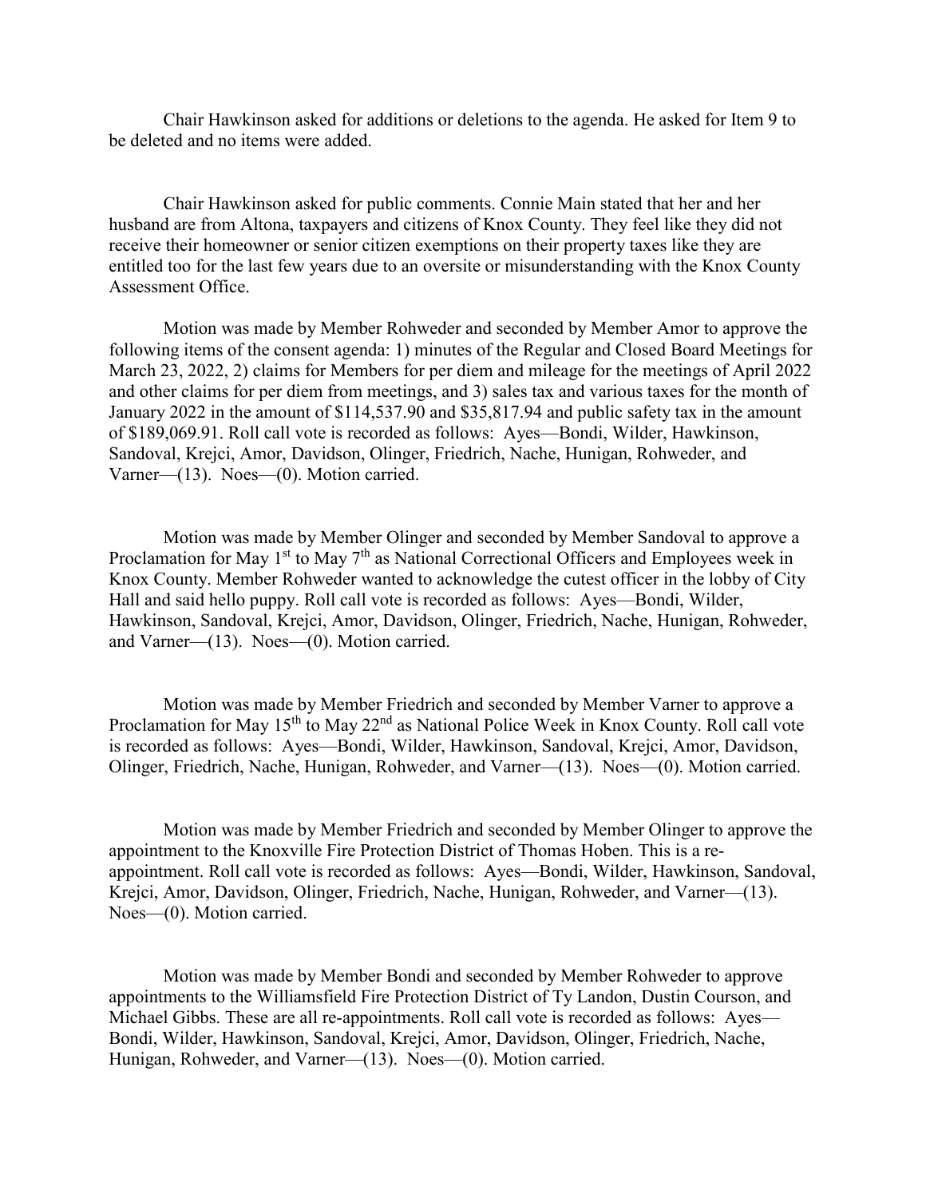Chair Hawkinson asked for additions or deletions to the agenda. He asked for Item 9 to be deleted and no items were added.

Chair Hawkinson asked for public comments. Connie Main stated that her and her husband are from Altona, taxpayers and citizens of Knox County. They feel like they did not receive their homeowner or senior citizen exemptions on their property taxes like they are entitled too for the last few years due to an oversite or misunderstanding with the Knox County Assessment Office.

Motion was made by Member Rohweder and seconded by Member Amor to approve the following items of the consent agenda: 1) minutes of the Regular and Closed Board Meetings for March 23, 2022, 2) claims for Members for per diem and mileage for the meetings of April 2022 and other claims for per diem from meetings, and 3) sales tax and various taxes for the month of January 2022 in the amount of $114,537.90 and $35,817.94 and public safety tax in the amount of $189,069.91. Roll call vote is recorded as follows: Ayes—Bondi, Wilder, Hawkinson, Sandoval, Krejci, Amor, Davidson, Olinger, Friedrich, Nache, Hunigan, Rohweder, and Varner—(13). Noes—(0). Motion carried.

Motion was made by Member Olinger and seconded by Member Sandoval to approve a Proclamation for May 1st to May 7th as National Correctional Officers and Employees week in Knox County. Member Rohweder wanted to acknowledge the cutest officer in the lobby of City Hall and said hello puppy. Roll call vote is recorded as follows: Ayes—Bondi, Wilder, Hawkinson, Sandoval, Krejci, Amor, Davidson, Olinger, Friedrich, Nache, Hunigan, Rohweder, and Varner—(13). Noes—(0). Motion carried.

Motion was made by Member Friedrich and seconded by Member Varner to approve a Proclamation for May 15th to May 22nd as National Police Week in Knox County. Roll call vote is recorded as follows: Ayes—Bondi, Wilder, Hawkinson, Sandoval, Krejci, Amor, Davidson, Olinger, Friedrich, Nache, Hunigan, Rohweder, and Varner—(13). Noes—(0). Motion carried.

Motion was made by Member Friedrich and seconded by Member Olinger to approve the appointment to the Knoxville Fire Protection District of Thomas Hoben. This is a re-appointment. Roll call vote is recorded as follows: Ayes—Bondi, Wilder, Hawkinson, Sandoval, Krejci, Amor, Davidson, Olinger, Friedrich, Nache, Hunigan, Rohweder, and Varner—(13). Noes—(0). Motion carried.

Motion was made by Member Bondi and seconded by Member Rohweder to approve appointments to the Williamsfield Fire Protection District of Ty Landon, Dustin Courson, and Michael Gibbs. These are all re-appointments. Roll call vote is recorded as follows: Ayes—Bondi, Wilder, Hawkinson, Sandoval, Krejci, Amor, Davidson, Olinger, Friedrich, Nache, Hunigan, Rohweder, and Varner—(13). Noes—(0). Motion carried.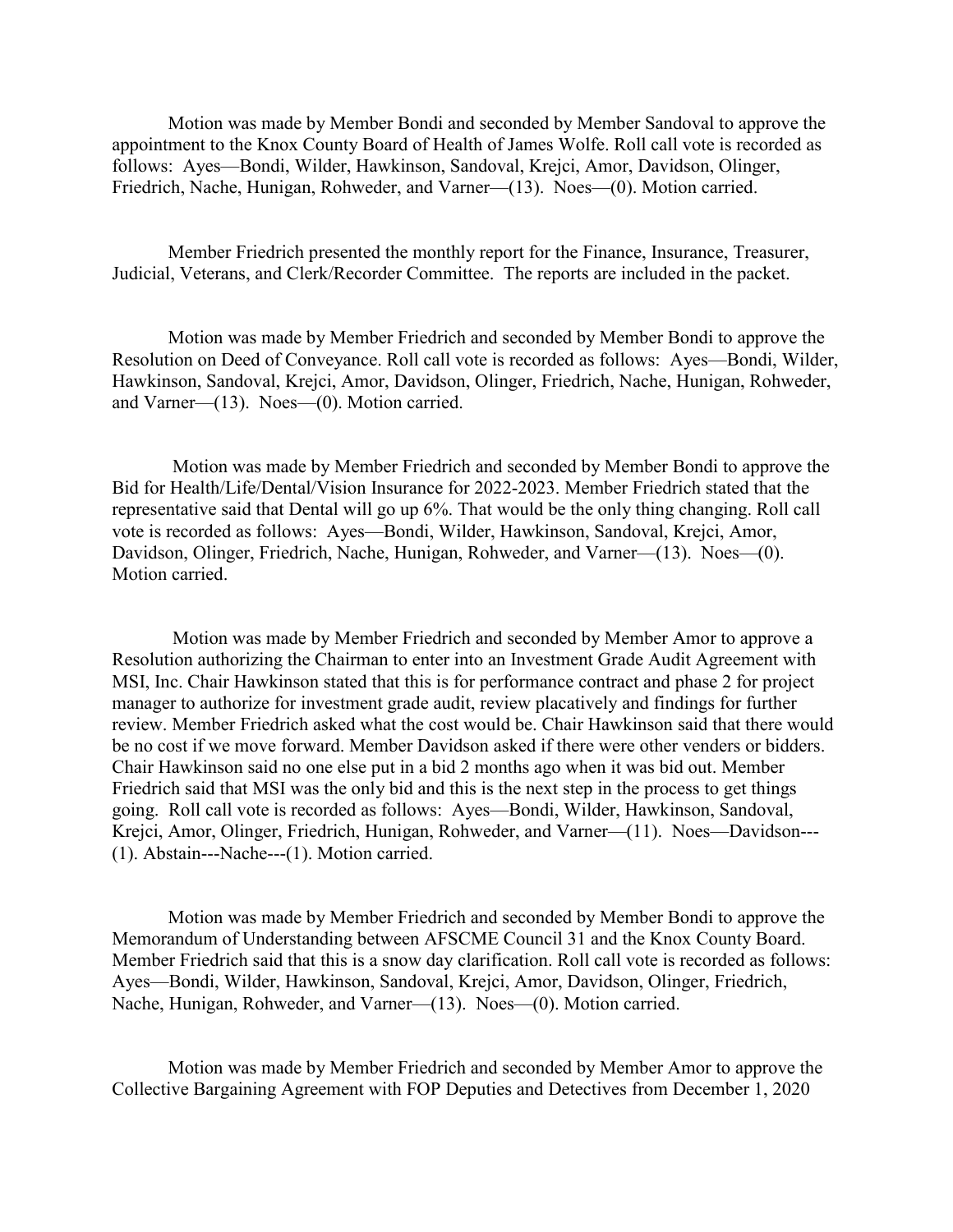Motion was made by Member Bondi and seconded by Member Sandoval to approve the appointment to the Knox County Board of Health of James Wolfe. Roll call vote is recorded as follows: Ayes—Bondi, Wilder, Hawkinson, Sandoval, Krejci, Amor, Davidson, Olinger, Friedrich, Nache, Hunigan, Rohweder, and Varner—(13). Noes—(0). Motion carried.

Member Friedrich presented the monthly report for the Finance, Insurance, Treasurer, Judicial, Veterans, and Clerk/Recorder Committee. The reports are included in the packet.

Motion was made by Member Friedrich and seconded by Member Bondi to approve the Resolution on Deed of Conveyance. Roll call vote is recorded as follows: Ayes—Bondi, Wilder, Hawkinson, Sandoval, Krejci, Amor, Davidson, Olinger, Friedrich, Nache, Hunigan, Rohweder, and Varner—(13). Noes—(0). Motion carried.

Motion was made by Member Friedrich and seconded by Member Bondi to approve the Bid for Health/Life/Dental/Vision Insurance for 2022-2023. Member Friedrich stated that the representative said that Dental will go up 6%. That would be the only thing changing. Roll call vote is recorded as follows: Ayes—Bondi, Wilder, Hawkinson, Sandoval, Krejci, Amor, Davidson, Olinger, Friedrich, Nache, Hunigan, Rohweder, and Varner—(13). Noes—(0). Motion carried.

Motion was made by Member Friedrich and seconded by Member Amor to approve a Resolution authorizing the Chairman to enter into an Investment Grade Audit Agreement with MSI, Inc. Chair Hawkinson stated that this is for performance contract and phase 2 for project manager to authorize for investment grade audit, review placatively and findings for further review. Member Friedrich asked what the cost would be. Chair Hawkinson said that there would be no cost if we move forward. Member Davidson asked if there were other venders or bidders. Chair Hawkinson said no one else put in a bid 2 months ago when it was bid out. Member Friedrich said that MSI was the only bid and this is the next step in the process to get things going. Roll call vote is recorded as follows: Ayes—Bondi, Wilder, Hawkinson, Sandoval, Krejci, Amor, Olinger, Friedrich, Hunigan, Rohweder, and Varner—(11). Noes—Davidson---(1). Abstain---Nache---(1). Motion carried.

Motion was made by Member Friedrich and seconded by Member Bondi to approve the Memorandum of Understanding between AFSCME Council 31 and the Knox County Board. Member Friedrich said that this is a snow day clarification. Roll call vote is recorded as follows: Ayes—Bondi, Wilder, Hawkinson, Sandoval, Krejci, Amor, Davidson, Olinger, Friedrich, Nache, Hunigan, Rohweder, and Varner—(13). Noes—(0). Motion carried.

Motion was made by Member Friedrich and seconded by Member Amor to approve the Collective Bargaining Agreement with FOP Deputies and Detectives from December 1, 2020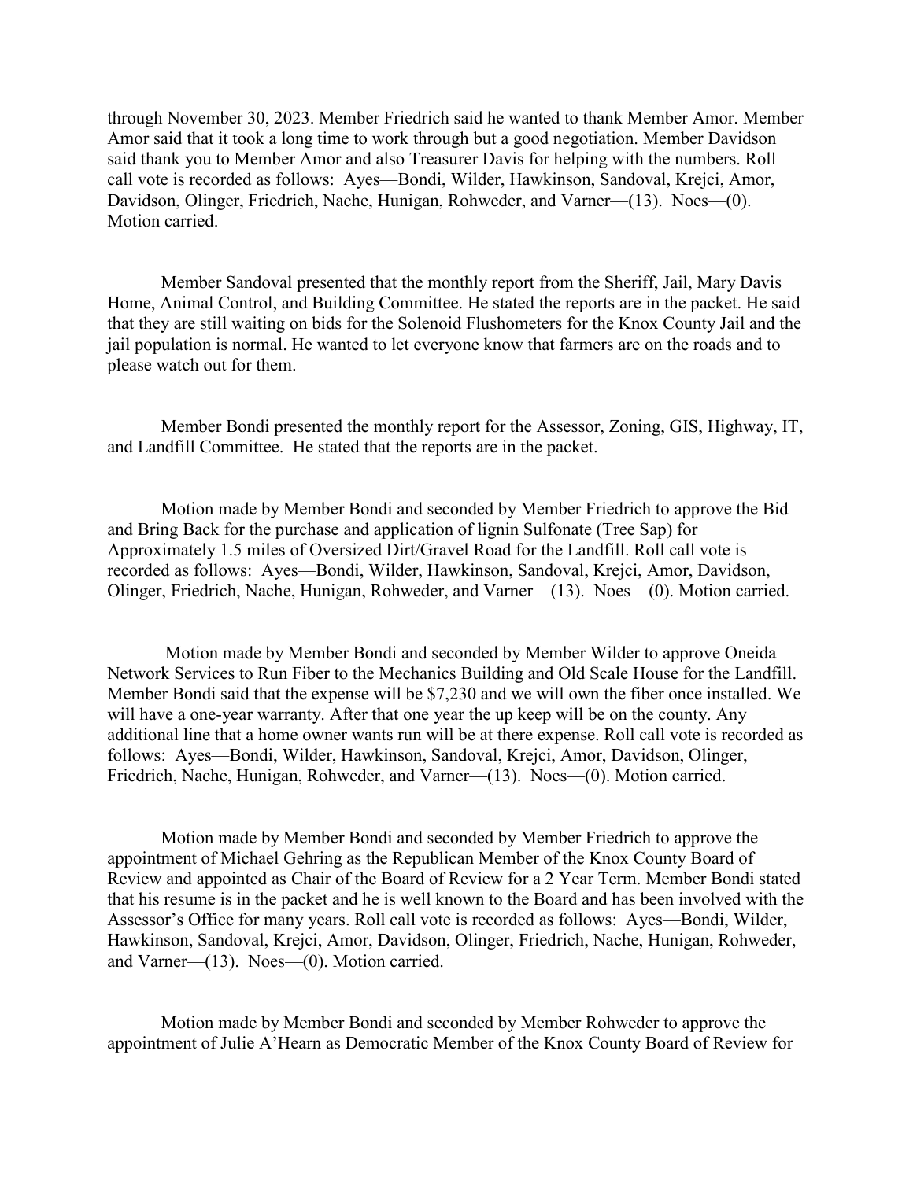through November 30, 2023. Member Friedrich said he wanted to thank Member Amor. Member Amor said that it took a long time to work through but a good negotiation. Member Davidson said thank you to Member Amor and also Treasurer Davis for helping with the numbers. Roll call vote is recorded as follows: Ayes—Bondi, Wilder, Hawkinson, Sandoval, Krejci, Amor, Davidson, Olinger, Friedrich, Nache, Hunigan, Rohweder, and Varner—(13). Noes—(0). Motion carried.

Member Sandoval presented that the monthly report from the Sheriff, Jail, Mary Davis Home, Animal Control, and Building Committee. He stated the reports are in the packet. He said that they are still waiting on bids for the Solenoid Flushometers for the Knox County Jail and the jail population is normal. He wanted to let everyone know that farmers are on the roads and to please watch out for them.

Member Bondi presented the monthly report for the Assessor, Zoning, GIS, Highway, IT, and Landfill Committee. He stated that the reports are in the packet.

Motion made by Member Bondi and seconded by Member Friedrich to approve the Bid and Bring Back for the purchase and application of lignin Sulfonate (Tree Sap) for Approximately 1.5 miles of Oversized Dirt/Gravel Road for the Landfill. Roll call vote is recorded as follows: Ayes—Bondi, Wilder, Hawkinson, Sandoval, Krejci, Amor, Davidson, Olinger, Friedrich, Nache, Hunigan, Rohweder, and Varner—(13). Noes—(0). Motion carried.

Motion made by Member Bondi and seconded by Member Wilder to approve Oneida Network Services to Run Fiber to the Mechanics Building and Old Scale House for the Landfill. Member Bondi said that the expense will be $7,230 and we will own the fiber once installed. We will have a one-year warranty. After that one year the up keep will be on the county. Any additional line that a home owner wants run will be at there expense. Roll call vote is recorded as follows: Ayes—Bondi, Wilder, Hawkinson, Sandoval, Krejci, Amor, Davidson, Olinger, Friedrich, Nache, Hunigan, Rohweder, and Varner—(13). Noes—(0). Motion carried.

Motion made by Member Bondi and seconded by Member Friedrich to approve the appointment of Michael Gehring as the Republican Member of the Knox County Board of Review and appointed as Chair of the Board of Review for a 2 Year Term. Member Bondi stated that his resume is in the packet and he is well known to the Board and has been involved with the Assessor's Office for many years. Roll call vote is recorded as follows: Ayes—Bondi, Wilder, Hawkinson, Sandoval, Krejci, Amor, Davidson, Olinger, Friedrich, Nache, Hunigan, Rohweder, and Varner—(13). Noes—(0). Motion carried.

Motion made by Member Bondi and seconded by Member Rohweder to approve the appointment of Julie A'Hearn as Democratic Member of the Knox County Board of Review for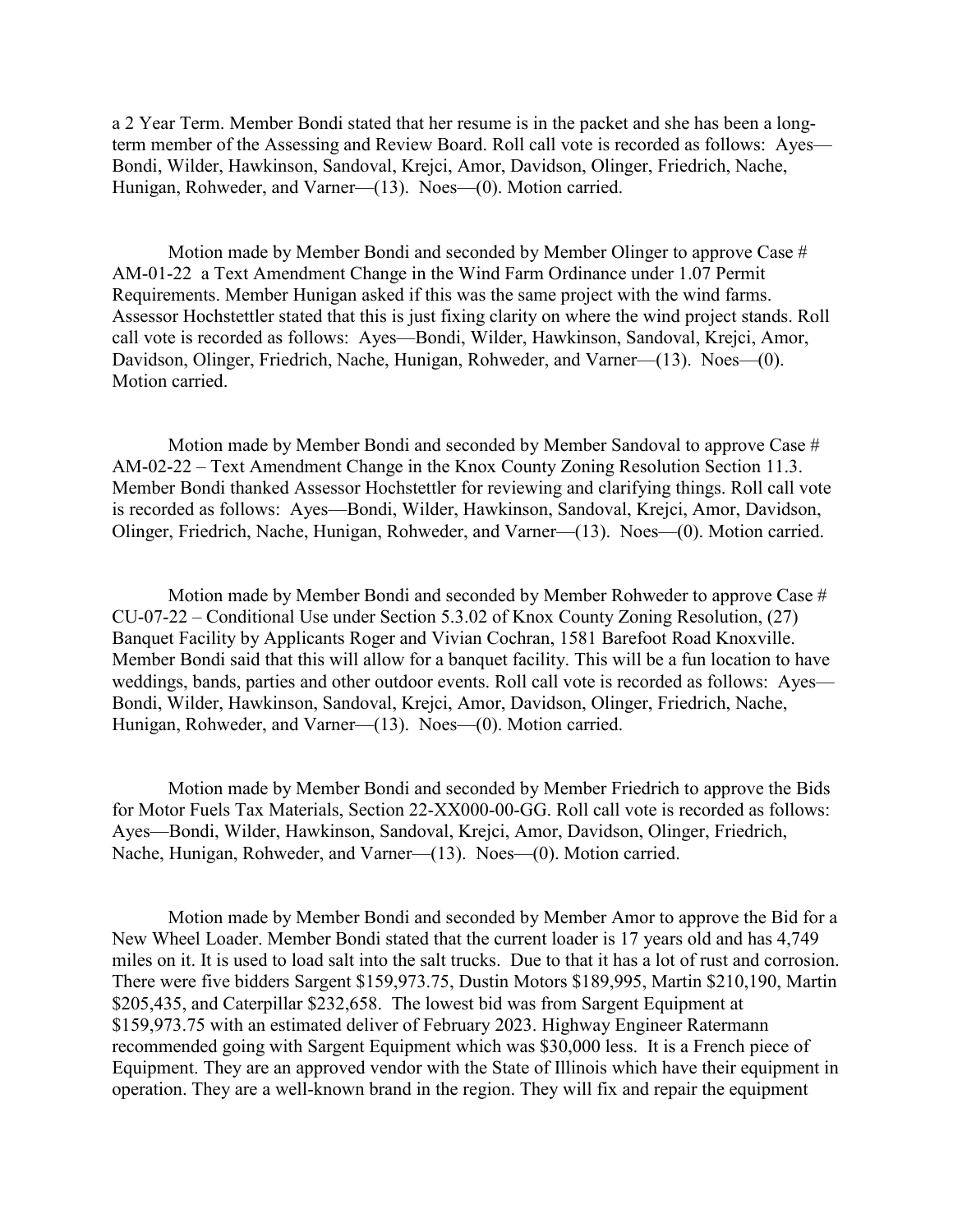a 2 Year Term. Member Bondi stated that her resume is in the packet and she has been a long-term member of the Assessing and Review Board. Roll call vote is recorded as follows: Ayes—Bondi, Wilder, Hawkinson, Sandoval, Krejci, Amor, Davidson, Olinger, Friedrich, Nache, Hunigan, Rohweder, and Varner—(13). Noes—(0). Motion carried.

Motion made by Member Bondi and seconded by Member Olinger to approve Case # AM-01-22 a Text Amendment Change in the Wind Farm Ordinance under 1.07 Permit Requirements. Member Hunigan asked if this was the same project with the wind farms. Assessor Hochstettler stated that this is just fixing clarity on where the wind project stands. Roll call vote is recorded as follows: Ayes—Bondi, Wilder, Hawkinson, Sandoval, Krejci, Amor, Davidson, Olinger, Friedrich, Nache, Hunigan, Rohweder, and Varner—(13). Noes—(0). Motion carried.

Motion made by Member Bondi and seconded by Member Sandoval to approve Case # AM-02-22 – Text Amendment Change in the Knox County Zoning Resolution Section 11.3. Member Bondi thanked Assessor Hochstettler for reviewing and clarifying things. Roll call vote is recorded as follows: Ayes—Bondi, Wilder, Hawkinson, Sandoval, Krejci, Amor, Davidson, Olinger, Friedrich, Nache, Hunigan, Rohweder, and Varner—(13). Noes—(0). Motion carried.

Motion made by Member Bondi and seconded by Member Rohweder to approve Case # CU-07-22 – Conditional Use under Section 5.3.02 of Knox County Zoning Resolution, (27) Banquet Facility by Applicants Roger and Vivian Cochran, 1581 Barefoot Road Knoxville. Member Bondi said that this will allow for a banquet facility. This will be a fun location to have weddings, bands, parties and other outdoor events. Roll call vote is recorded as follows: Ayes—Bondi, Wilder, Hawkinson, Sandoval, Krejci, Amor, Davidson, Olinger, Friedrich, Nache, Hunigan, Rohweder, and Varner—(13). Noes—(0). Motion carried.

Motion made by Member Bondi and seconded by Member Friedrich to approve the Bids for Motor Fuels Tax Materials, Section 22-XX000-00-GG. Roll call vote is recorded as follows: Ayes—Bondi, Wilder, Hawkinson, Sandoval, Krejci, Amor, Davidson, Olinger, Friedrich, Nache, Hunigan, Rohweder, and Varner—(13). Noes—(0). Motion carried.

Motion made by Member Bondi and seconded by Member Amor to approve the Bid for a New Wheel Loader. Member Bondi stated that the current loader is 17 years old and has 4,749 miles on it. It is used to load salt into the salt trucks. Due to that it has a lot of rust and corrosion. There were five bidders Sargent $159,973.75, Dustin Motors $189,995, Martin $210,190, Martin $205,435, and Caterpillar $232,658. The lowest bid was from Sargent Equipment at $159,973.75 with an estimated deliver of February 2023. Highway Engineer Ratermann recommended going with Sargent Equipment which was $30,000 less. It is a French piece of Equipment. They are an approved vendor with the State of Illinois which have their equipment in operation. They are a well-known brand in the region. They will fix and repair the equipment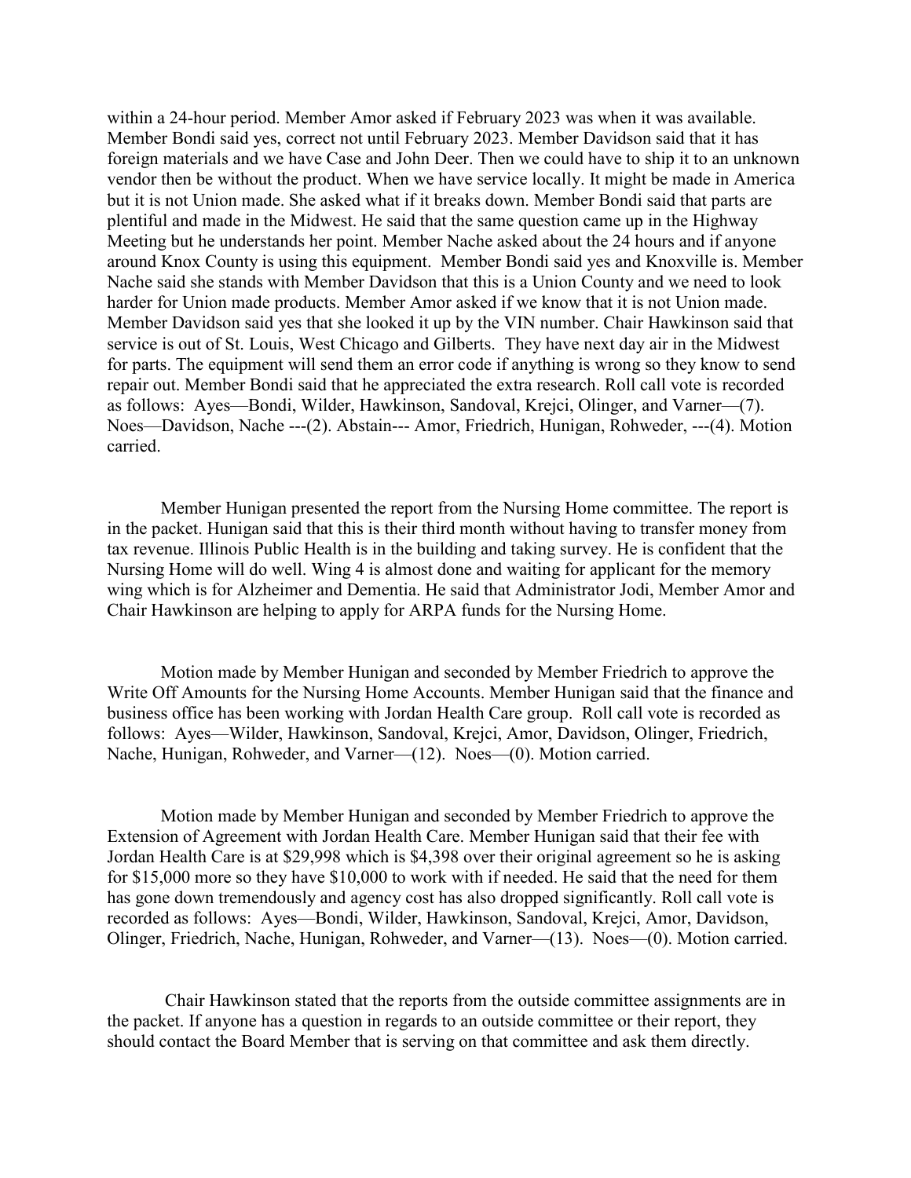within a 24-hour period. Member Amor asked if February 2023 was when it was available. Member Bondi said yes, correct not until February 2023. Member Davidson said that it has foreign materials and we have Case and John Deer. Then we could have to ship it to an unknown vendor then be without the product. When we have service locally. It might be made in America but it is not Union made. She asked what if it breaks down. Member Bondi said that parts are plentiful and made in the Midwest. He said that the same question came up in the Highway Meeting but he understands her point. Member Nache asked about the 24 hours and if anyone around Knox County is using this equipment. Member Bondi said yes and Knoxville is. Member Nache said she stands with Member Davidson that this is a Union County and we need to look harder for Union made products. Member Amor asked if we know that it is not Union made. Member Davidson said yes that she looked it up by the VIN number. Chair Hawkinson said that service is out of St. Louis, West Chicago and Gilberts. They have next day air in the Midwest for parts. The equipment will send them an error code if anything is wrong so they know to send repair out. Member Bondi said that he appreciated the extra research. Roll call vote is recorded as follows: Ayes—Bondi, Wilder, Hawkinson, Sandoval, Krejci, Olinger, and Varner—(7). Noes—Davidson, Nache ---(2). Abstain--- Amor, Friedrich, Hunigan, Rohweder, ---(4). Motion carried.

Member Hunigan presented the report from the Nursing Home committee. The report is in the packet. Hunigan said that this is their third month without having to transfer money from tax revenue. Illinois Public Health is in the building and taking survey. He is confident that the Nursing Home will do well. Wing 4 is almost done and waiting for applicant for the memory wing which is for Alzheimer and Dementia. He said that Administrator Jodi, Member Amor and Chair Hawkinson are helping to apply for ARPA funds for the Nursing Home.

Motion made by Member Hunigan and seconded by Member Friedrich to approve the Write Off Amounts for the Nursing Home Accounts. Member Hunigan said that the finance and business office has been working with Jordan Health Care group. Roll call vote is recorded as follows: Ayes—Wilder, Hawkinson, Sandoval, Krejci, Amor, Davidson, Olinger, Friedrich, Nache, Hunigan, Rohweder, and Varner—(12). Noes—(0). Motion carried.

Motion made by Member Hunigan and seconded by Member Friedrich to approve the Extension of Agreement with Jordan Health Care. Member Hunigan said that their fee with Jordan Health Care is at $29,998 which is $4,398 over their original agreement so he is asking for $15,000 more so they have $10,000 to work with if needed. He said that the need for them has gone down tremendously and agency cost has also dropped significantly. Roll call vote is recorded as follows: Ayes—Bondi, Wilder, Hawkinson, Sandoval, Krejci, Amor, Davidson, Olinger, Friedrich, Nache, Hunigan, Rohweder, and Varner—(13). Noes—(0). Motion carried.

Chair Hawkinson stated that the reports from the outside committee assignments are in the packet. If anyone has a question in regards to an outside committee or their report, they should contact the Board Member that is serving on that committee and ask them directly.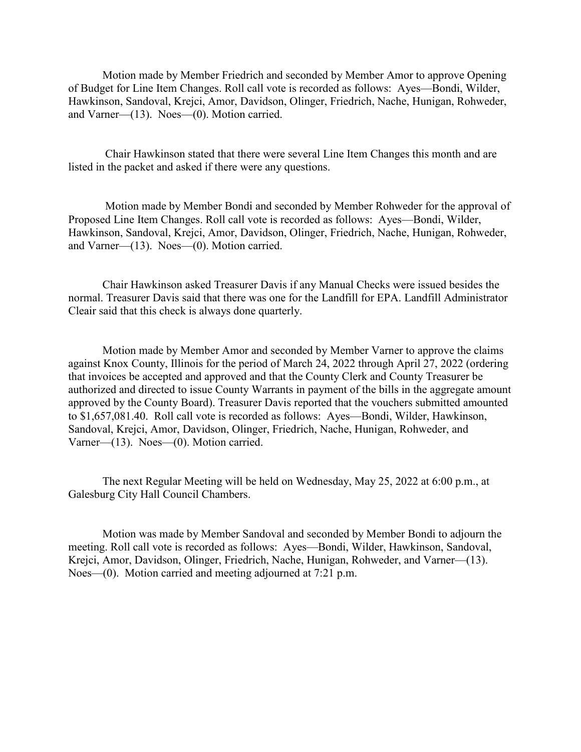Motion made by Member Friedrich and seconded by Member Amor to approve Opening of Budget for Line Item Changes. Roll call vote is recorded as follows: Ayes—Bondi, Wilder, Hawkinson, Sandoval, Krejci, Amor, Davidson, Olinger, Friedrich, Nache, Hunigan, Rohweder, and Varner—(13). Noes—(0). Motion carried.

Chair Hawkinson stated that there were several Line Item Changes this month and are listed in the packet and asked if there were any questions.

Motion made by Member Bondi and seconded by Member Rohweder for the approval of Proposed Line Item Changes. Roll call vote is recorded as follows: Ayes—Bondi, Wilder, Hawkinson, Sandoval, Krejci, Amor, Davidson, Olinger, Friedrich, Nache, Hunigan, Rohweder, and Varner—(13). Noes—(0). Motion carried.

Chair Hawkinson asked Treasurer Davis if any Manual Checks were issued besides the normal. Treasurer Davis said that there was one for the Landfill for EPA. Landfill Administrator Cleair said that this check is always done quarterly.

Motion made by Member Amor and seconded by Member Varner to approve the claims against Knox County, Illinois for the period of March 24, 2022 through April 27, 2022 (ordering that invoices be accepted and approved and that the County Clerk and County Treasurer be authorized and directed to issue County Warrants in payment of the bills in the aggregate amount approved by the County Board). Treasurer Davis reported that the vouchers submitted amounted to $1,657,081.40. Roll call vote is recorded as follows: Ayes—Bondi, Wilder, Hawkinson, Sandoval, Krejci, Amor, Davidson, Olinger, Friedrich, Nache, Hunigan, Rohweder, and Varner—(13). Noes—(0). Motion carried.

The next Regular Meeting will be held on Wednesday, May 25, 2022 at 6:00 p.m., at Galesburg City Hall Council Chambers.

Motion was made by Member Sandoval and seconded by Member Bondi to adjourn the meeting. Roll call vote is recorded as follows: Ayes—Bondi, Wilder, Hawkinson, Sandoval, Krejci, Amor, Davidson, Olinger, Friedrich, Nache, Hunigan, Rohweder, and Varner—(13). Noes—(0). Motion carried and meeting adjourned at 7:21 p.m.